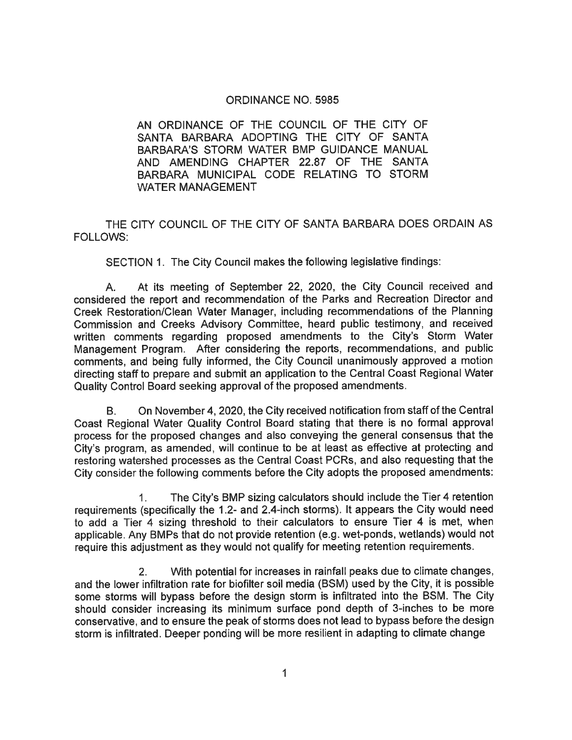# ORDINANCE NO. 5985

AN ORDINANCE OF THE COUNCIL OF THE CITY OF SANTA BARBARA ADOPTING THE CITY OF SANTA BARBARA'S STORM WATER BMP GUIDANCE MANUAL AND AMENDING CHAPTER 22.87 OF THE SANTA BARBARA MUNICIPAL CODE RELATING TO STORM WATER MANAGEMENT

THE CITY COUNCIL OF THE CITY OF SANTA BARBARA DOES ORDAIN AS FOLLOWS:

SECTION 1. The City Council makes the following legislative findings:

A. At its meeting of September 22, 2020, the City Council received and considered the report and recommendation of the Parks and Recreation Director and Creek Restoration/Clean Water Manager, including recommendations of the Planning Commission and Creeks Advisory Committee, heard public testimony, and received written comments regarding proposed amendments to the City's Storm Water Management Program. After considering the reports, recommendations, and public comments, and being fully informed, the City Council unanimously approved a motion directing staff to prepare and submit an application to the Central Coast Regional Water Quality Control Board seeking approval of the proposed amendments.

B. On November 4, 2020, the City received notification from staff of the Central Coast Regional Water Quality Control Board stating that there is no formal approval process for the proposed changes and also conveying the general consensus that the City's program, as amended, will continue to be at least as effective at protecting and restoring watershed processes as the Central Coast PCRs, and also requesting that the City consider the following comments before the City adopts the proposed amendments:

1. The City's BMP sizing calculators should include the Tier 4 retention requirements (specifically the 1.2- and 2.4-inch storms). It appears the City would need to add a Tier 4 sizing threshold to their calculators to ensure Tier 4 is met, when applicable. Any BMPs that do not provide retention (e.g. wet-ponds, wetlands) would not require this adjustment as they would not qualify for meeting retention requirements.

2. With potential for increases in rainfall peaks due to climate changes, and the lower infiltration rate for biofilter soil media (BSM) used by the City, it is possible some storms will bypass before the design storm is infiltrated into the BSM. The City should consider increasing its minimum surface pond depth of 3-inches to be more conservative, and to ensure the peak of storms does not lead to bypass before the design storm is infiltrated. Deeper ponding will be more resilient in adapting to climate change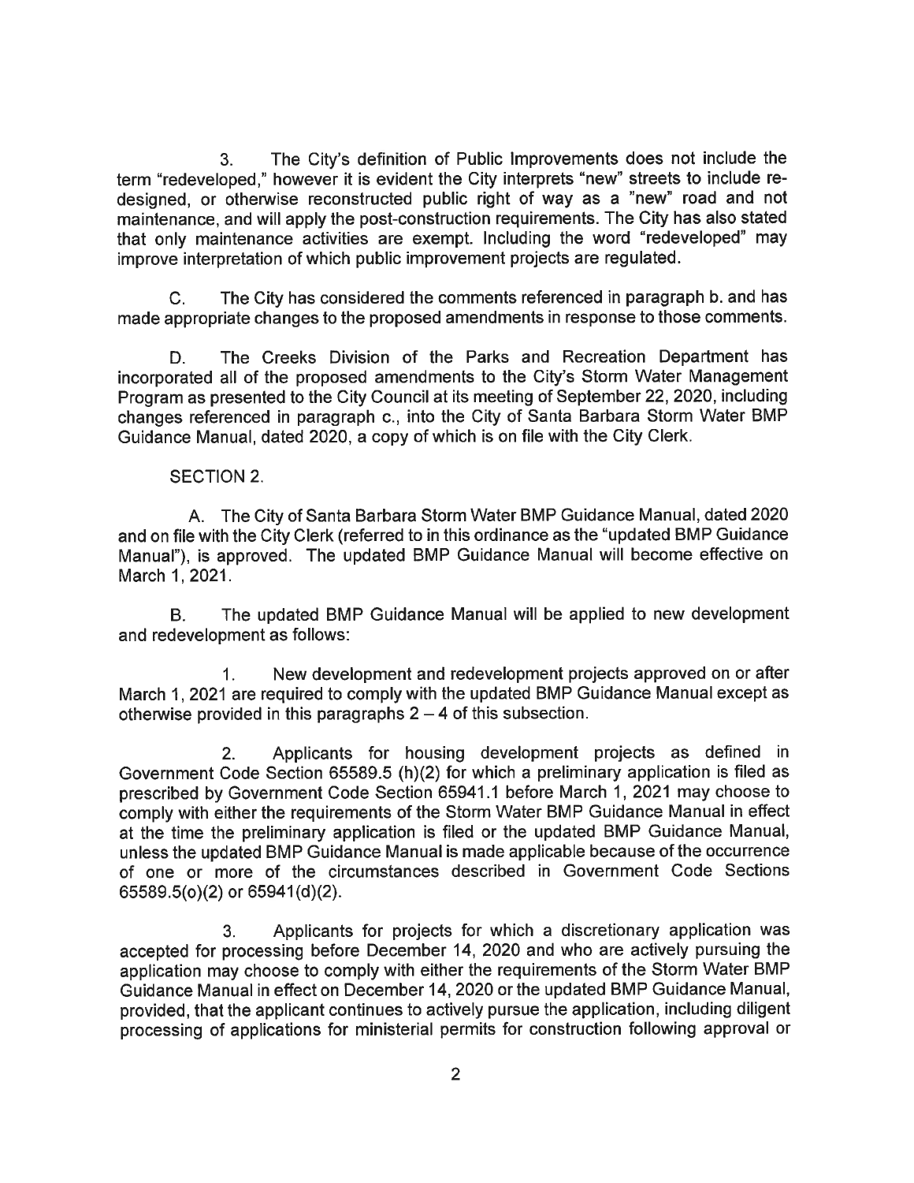3. The City's definition of Public Improvements does not include the term "redeveloped," however it is evident the City interprets "new" streets to include re-designed, or otherwise reconstructed public right of way as a "new" road and not maintenance, and will apply the post-construction requirements. The City has also stated that only maintenance activities are exempt. Including the word "redeveloped" may improve interpretation of which public improvement projects are regulated.

C. The City has considered the comments referenced in paragraph b. and has made appropriate changes to the proposed amendments in response to those comments.

D. The Creeks Division of the Parks and Recreation Department has incorporated all of the proposed amendments to the City's Storm Water Management Program as presented to the City Council at its meeting of September 22, 2020, including changes referenced in paragraph c., into the City of Santa Barbara Storm Water BMP Guidance Manual, dated 2020, a copy of which is on file with the City Clerk.

SECTION 2.

A. The City of Santa Barbara Storm Water BMP Guidance Manual, dated 2020 and on file with the City Clerk (referred to in this ordinance as the "updated BMP Guidance Manual"), is approved. The updated BMP Guidance Manual will become effective on March 1, 2021.

B. The updated BMP Guidance Manual will be applied to new development and redevelopment as follows:

1. New development and redevelopment projects approved on or after March 1, 2021 are required to comply with the updated BMP Guidance Manual except as otherwise provided in this paragraphs 2 – 4 of this subsection.

2. Applicants for housing development projects as defined in Government Code Section 65589.5 (h)(2) for which a preliminary application is filed as prescribed by Government Code Section 65941.1 before March 1, 2021 may choose to comply with either the requirements of the Storm Water BMP Guidance Manual in effect at the time the preliminary application is filed or the updated BMP Guidance Manual, unless the updated BMP Guidance Manual is made applicable because of the occurrence of one or more of the circumstances described in Government Code Sections 65589.5(o)(2) or 65941(d)(2).

3. Applicants for projects for which a discretionary application was accepted for processing before December 14, 2020 and who are actively pursuing the application may choose to comply with either the requirements of the Storm Water BMP Guidance Manual in effect on December 14, 2020 or the updated BMP Guidance Manual, provided, that the applicant continues to actively pursue the application, including diligent processing of applications for ministerial permits for construction following approval or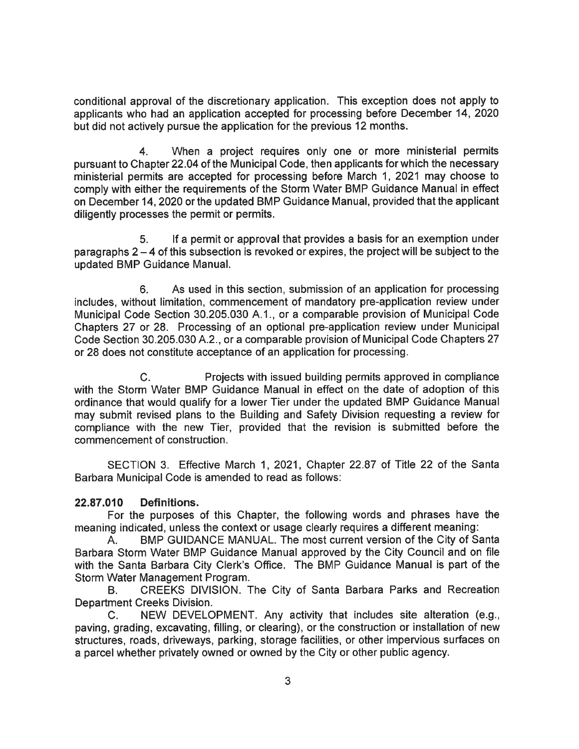conditional approval of the discretionary application. This exception does not apply to applicants who had an application accepted for processing before December 14, 2020 but did not actively pursue the application for the previous 12 months.

4. When a project requires only one or more ministerial permits pursuant to Chapter 22.04 of the Municipal Code, then applicants for which the necessary ministerial permits are accepted for processing before March 1, 2021 may choose to comply with either the requirements of the Storm Water BMP Guidance Manual in effect on December 14, 2020 or the updated BMP Guidance Manual, provided that the applicant diligently processes the permit or permits.

5. If a permit or approval that provides a basis for an exemption under paragraphs 2 – 4 of this subsection is revoked or expires, the project will be subject to the updated BMP Guidance Manual.

6. As used in this section, submission of an application for processing includes, without limitation, commencement of mandatory pre-application review under Municipal Code Section 30.205.030 A.1., or a comparable provision of Municipal Code Chapters 27 or 28. Processing of an optional pre-application review under Municipal Code Section 30.205.030 A.2., or a comparable provision of Municipal Code Chapters 27 or 28 does not constitute acceptance of an application for processing.

C. Projects with issued building permits approved in compliance with the Storm Water BMP Guidance Manual in effect on the date of adoption of this ordinance that would qualify for a lower Tier under the updated BMP Guidance Manual may submit revised plans to the Building and Safety Division requesting a review for compliance with the new Tier, provided that the revision is submitted before the commencement of construction.

SECTION 3. Effective March 1, 2021, Chapter 22.87 of Title 22 of the Santa Barbara Municipal Code is amended to read as follows:

**22.87.010 Definitions.**

For the purposes of this Chapter, the following words and phrases have the meaning indicated, unless the context or usage clearly requires a different meaning:

A. BMP GUIDANCE MANUAL. The most current version of the City of Santa Barbara Storm Water BMP Guidance Manual approved by the City Council and on file with the Santa Barbara City Clerk's Office. The BMP Guidance Manual is part of the Storm Water Management Program.

B. CREEKS DIVISION. The City of Santa Barbara Parks and Recreation Department Creeks Division.

C. NEW DEVELOPMENT. Any activity that includes site alteration (e.g., paving, grading, excavating, filling, or clearing), or the construction or installation of new structures, roads, driveways, parking, storage facilities, or other impervious surfaces on a parcel whether privately owned or owned by the City or other public agency.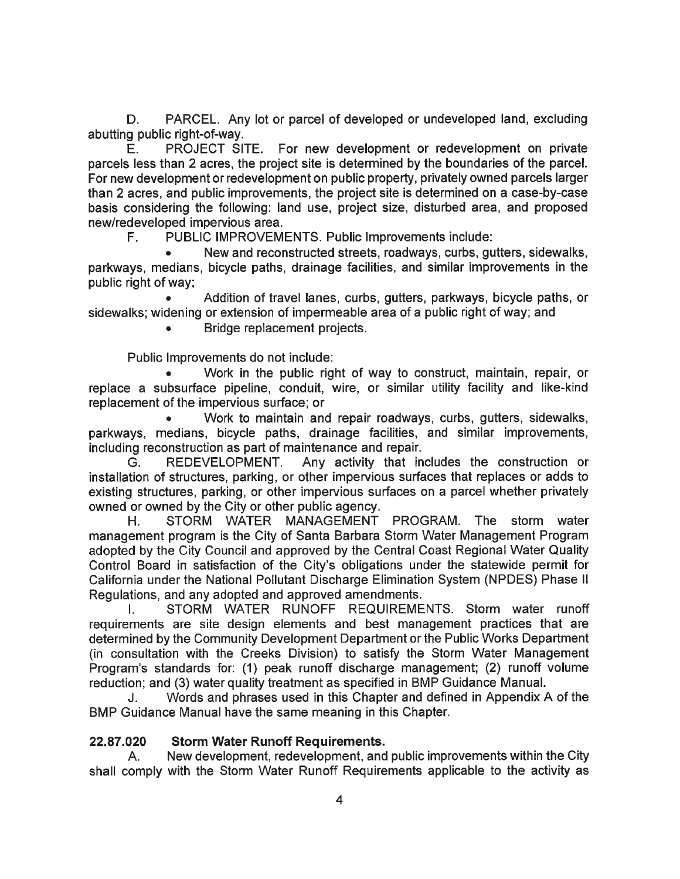D. PARCEL. Any lot or parcel of developed or undeveloped land, excluding abutting public right-of-way.

E. PROJECT SITE. For new development or redevelopment on private parcels less than 2 acres, the project site is determined by the boundaries of the parcel. For new development or redevelopment on public property, privately owned parcels larger than 2 acres, and public improvements, the project site is determined on a case-by-case basis considering the following: land use, project size, disturbed area, and proposed new/redeveloped impervious area.

F. PUBLIC IMPROVEMENTS. Public Improvements include:

- New and reconstructed streets, roadways, curbs, gutters, sidewalks, parkways, medians, bicycle paths, drainage facilities, and similar improvements in the public right of way;
- Addition of travel lanes, curbs, gutters, parkways, bicycle paths, or sidewalks; widening or extension of impermeable area of a public right of way; and
- Bridge replacement projects.

Public Improvements do not include:

- Work in the public right of way to construct, maintain, repair, or replace a subsurface pipeline, conduit, wire, or similar utility facility and like-kind replacement of the impervious surface; or
- Work to maintain and repair roadways, curbs, gutters, sidewalks, parkways, medians, bicycle paths, drainage facilities, and similar improvements, including reconstruction as part of maintenance and repair.

G. REDEVELOPMENT. Any activity that includes the construction or installation of structures, parking, or other impervious surfaces that replaces or adds to existing structures, parking, or other impervious surfaces on a parcel whether privately owned or owned by the City or other public agency.

H. STORM WATER MANAGEMENT PROGRAM. The storm water management program is the City of Santa Barbara Storm Water Management Program adopted by the City Council and approved by the Central Coast Regional Water Quality Control Board in satisfaction of the City's obligations under the statewide permit for California under the National Pollutant Discharge Elimination System (NPDES) Phase II Regulations, and any adopted and approved amendments.

I. STORM WATER RUNOFF REQUIREMENTS. Storm water runoff requirements are site design elements and best management practices that are determined by the Community Development Department or the Public Works Department (in consultation with the Creeks Division) to satisfy the Storm Water Management Program's standards for: (1) peak runoff discharge management; (2) runoff volume reduction; and (3) water quality treatment as specified in BMP Guidance Manual.

J. Words and phrases used in this Chapter and defined in Appendix A of the BMP Guidance Manual have the same meaning in this Chapter.

**22.87.020 Storm Water Runoff Requirements.**

A. New development, redevelopment, and public improvements within the City shall comply with the Storm Water Runoff Requirements applicable to the activity as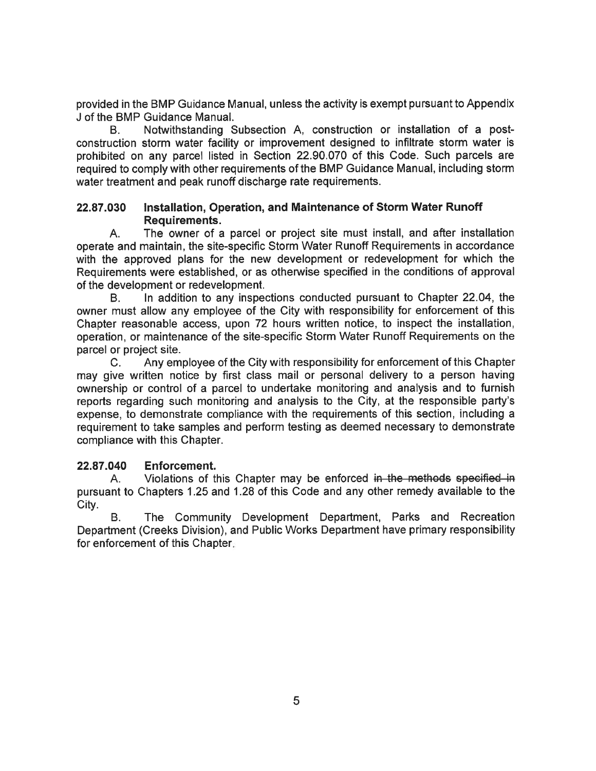provided in the BMP Guidance Manual, unless the activity is exempt pursuant to Appendix J of the BMP Guidance Manual.

B. Notwithstanding Subsection A, construction or installation of a post-construction storm water facility or improvement designed to infiltrate storm water is prohibited on any parcel listed in Section 22.90.070 of this Code. Such parcels are required to comply with other requirements of the BMP Guidance Manual, including storm water treatment and peak runoff discharge rate requirements.

### 22.87.030 Installation, Operation, and Maintenance of Storm Water Runoff Requirements.

A. The owner of a parcel or project site must install, and after installation operate and maintain, the site-specific Storm Water Runoff Requirements in accordance with the approved plans for the new development or redevelopment for which the Requirements were established, or as otherwise specified in the conditions of approval of the development or redevelopment.

B. In addition to any inspections conducted pursuant to Chapter 22.04, the owner must allow any employee of the City with responsibility for enforcement of this Chapter reasonable access, upon 72 hours written notice, to inspect the installation, operation, or maintenance of the site-specific Storm Water Runoff Requirements on the parcel or project site.

C. Any employee of the City with responsibility for enforcement of this Chapter may give written notice by first class mail or personal delivery to a person having ownership or control of a parcel to undertake monitoring and analysis and to furnish reports regarding such monitoring and analysis to the City, at the responsible party's expense, to demonstrate compliance with the requirements of this section, including a requirement to take samples and perform testing as deemed necessary to demonstrate compliance with this Chapter.

### 22.87.040 Enforcement.

A. Violations of this Chapter may be enforced ~~in the methods specified in~~ pursuant to Chapters 1.25 and 1.28 of this Code and any other remedy available to the City.

B. The Community Development Department, Parks and Recreation Department (Creeks Division), and Public Works Department have primary responsibility for enforcement of this Chapter.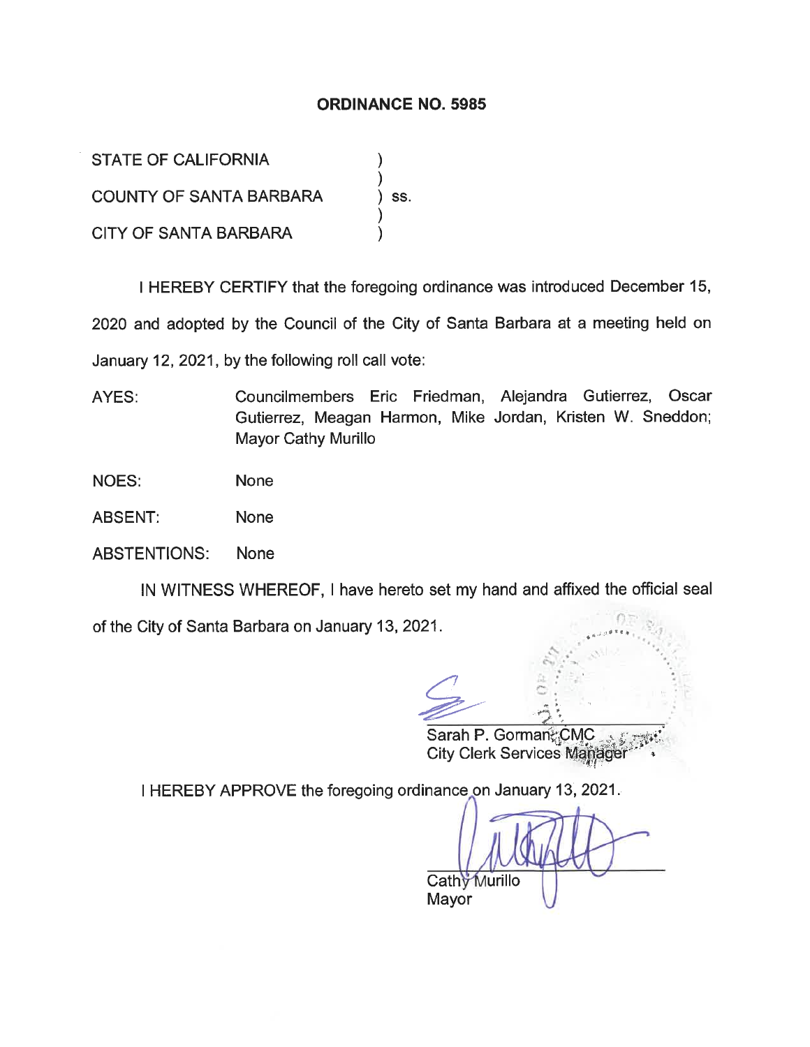**ORDINANCE NO. 5985**

| | | |
|---|---|---|
| STATE OF CALIFORNIA | ) | |
| | ) | |
| COUNTY OF SANTA BARBARA | ) | ss. |
| | ) | |
| CITY OF SANTA BARBARA | ) | |

I HEREBY CERTIFY that the foregoing ordinance was introduced December 15, 2020 and adopted by the Council of the City of Santa Barbara at a meeting held on January 12, 2021, by the following roll call vote:

AYES: Councilmembers Eric Friedman, Alejandra Gutierrez, Oscar Gutierrez, Meagan Harmon, Mike Jordan, Kristen W. Sneddon; Mayor Cathy Murillo

NOES: None

ABSENT: None

ABSTENTIONS: None

IN WITNESS WHEREOF, I have hereto set my hand and affixed the official seal of the City of Santa Barbara on January 13, 2021.

Sarah P. Gorman, CMC
City Clerk Services Manager

I HEREBY APPROVE the foregoing ordinance on January 13, 2021.

Cathy Murillo
Mayor